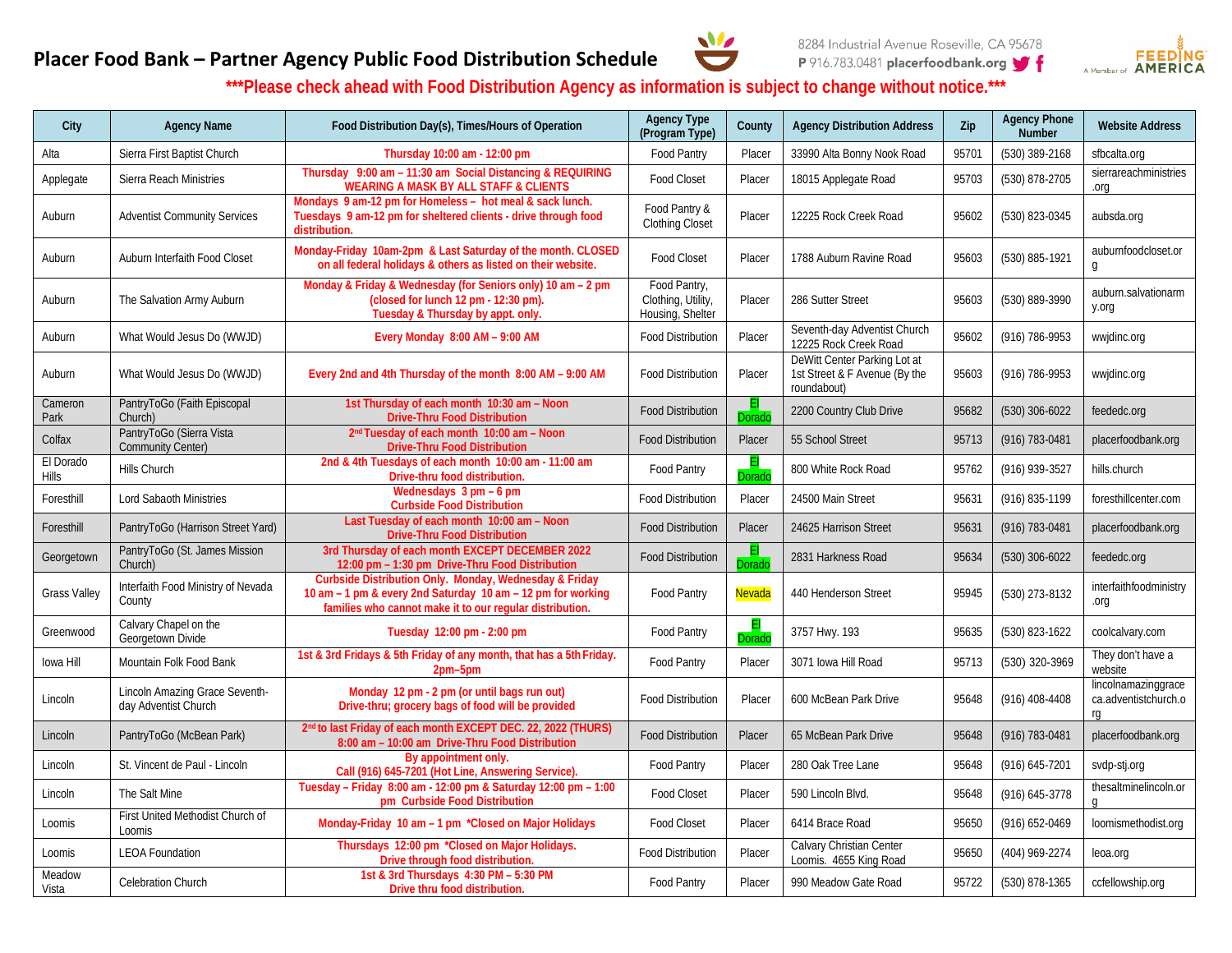# Placer Food Bank – Partner Agency Public Food Distribution Schedule

8284 Industrial Avenue Roseville, CA 95678
P 916.783.0481 placerfoodbank.org

A Member of FEEDING AMERICA

**\*\*\*Please check ahead with Food Distribution Agency as information is subject to change without notice.\*\*\***

| City | Agency Name | Food Distribution Day(s), Times/Hours of Operation | Agency Type (Program Type) | County | Agency Distribution Address | Zip | Agency Phone Number | Website Address |
|---|---|---|---|---|---|---|---|---|
| Alta | Sierra First Baptist Church | Thursday 10:00 am - 12:00 pm | Food Pantry | Placer | 33990 Alta Bonny Nook Road | 95701 | (530) 389-2168 | sfbcalta.org |
| Applegate | Sierra Reach Ministries | Thursday 9:00 am – 11:30 am Social Distancing & REQUIRING WEARING A MASK BY ALL STAFF & CLIENTS | Food Closet | Placer | 18015 Applegate Road | 95703 | (530) 878-2705 | sierrareachministries.org |
| Auburn | Adventist Community Services | Mondays 9 am-12 pm for Homeless – hot meal & sack lunch. Tuesdays 9 am-12 pm for sheltered clients - drive through food distribution. | Food Pantry & Clothing Closet | Placer | 12225 Rock Creek Road | 95602 | (530) 823-0345 | aubsda.org |
| Auburn | Auburn Interfaith Food Closet | Monday-Friday 10am-2pm & Last Saturday of the month. CLOSED on all federal holidays & others as listed on their website. | Food Closet | Placer | 1788 Auburn Ravine Road | 95603 | (530) 885-1921 | auburnfoodcloset.org |
| Auburn | The Salvation Army Auburn | Monday & Friday & Wednesday (for Seniors only) 10 am – 2 pm (closed for lunch 12 pm - 12:30 pm). Tuesday & Thursday by appt. only. | Food Pantry, Clothing, Utility, Housing, Shelter | Placer | 286 Sutter Street | 95603 | (530) 889-3990 | auburn.salvationarmy.org |
| Auburn | What Would Jesus Do (WWJD) | Every Monday 8:00 AM – 9:00 AM | Food Distribution | Placer | Seventh-day Adventist Church 12225 Rock Creek Road | 95602 | (916) 786-9953 | wwjdinc.org |
| Auburn | What Would Jesus Do (WWJD) | Every 2nd and 4th Thursday of the month 8:00 AM – 9:00 AM | Food Distribution | Placer | DeWitt Center Parking Lot at 1st Street & F Avenue (By the roundabout) | 95603 | (916) 786-9953 | wwjdinc.org |
| Cameron Park | PantryToGo (Faith Episcopal Church) | 1st Thursday of each month 10:30 am – Noon Drive-Thru Food Distribution | Food Distribution | El Dorado | 2200 Country Club Drive | 95682 | (530) 306-6022 | feededc.org |
| Colfax | PantryToGo (Sierra Vista Community Center) | 2nd Tuesday of each month 10:00 am – Noon Drive-Thru Food Distribution | Food Distribution | Placer | 55 School Street | 95713 | (916) 783-0481 | placerfoodbank.org |
| El Dorado Hills | Hills Church | 2nd & 4th Tuesdays of each month 10:00 am - 11:00 am Drive-thru food distribution. | Food Pantry | El Dorado | 800 White Rock Road | 95762 | (916) 939-3527 | hills.church |
| Foresthill | Lord Sabaoth Ministries | Wednesdays 3 pm – 6 pm Curbside Food Distribution | Food Distribution | Placer | 24500 Main Street | 95631 | (916) 835-1199 | foresthillcenter.com |
| Foresthill | PantryToGo (Harrison Street Yard) | Last Tuesday of each month 10:00 am – Noon Drive-Thru Food Distribution | Food Distribution | Placer | 24625 Harrison Street | 95631 | (916) 783-0481 | placerfoodbank.org |
| Georgetown | PantryToGo (St. James Mission Church) | 3rd Thursday of each month EXCEPT DECEMBER 2022 12:00 pm – 1:30 pm Drive-Thru Food Distribution | Food Distribution | El Dorado | 2831 Harkness Road | 95634 | (530) 306-6022 | feededc.org |
| Grass Valley | Interfaith Food Ministry of Nevada County | Curbside Distribution Only. Monday, Wednesday & Friday 10 am – 1 pm & every 2nd Saturday 10 am – 12 pm for working families who cannot make it to our regular distribution. | Food Pantry | Nevada | 440 Henderson Street | 95945 | (530) 273-8132 | interfaithfoodministry.org |
| Greenwood | Calvary Chapel on the Georgetown Divide | Tuesday 12:00 pm - 2:00 pm | Food Pantry | El Dorado | 3757 Hwy. 193 | 95635 | (530) 823-1622 | coolcalvary.com |
| Iowa Hill | Mountain Folk Food Bank | 1st & 3rd Fridays & 5th Friday of any month, that has a 5th Friday. 2pm–5pm | Food Pantry | Placer | 3071 Iowa Hill Road | 95713 | (530) 320-3969 | They don't have a website |
| Lincoln | Lincoln Amazing Grace Seventh-day Adventist Church | Monday 12 pm - 2 pm (or until bags run out) Drive-thru; grocery bags of food will be provided | Food Distribution | Placer | 600 McBean Park Drive | 95648 | (916) 408-4408 | lincolnamazinggraceca.adventistchurch.org |
| Lincoln | PantryToGo (McBean Park) | 2nd to last Friday of each month EXCEPT DEC. 22, 2022 (THURS) 8:00 am – 10:00 am Drive-Thru Food Distribution | Food Distribution | Placer | 65 McBean Park Drive | 95648 | (916) 783-0481 | placerfoodbank.org |
| Lincoln | St. Vincent de Paul - Lincoln | By appointment only. Call (916) 645-7201 (Hot Line, Answering Service). | Food Pantry | Placer | 280 Oak Tree Lane | 95648 | (916) 645-7201 | svdp-stj.org |
| Lincoln | The Salt Mine | Tuesday – Friday 8:00 am - 12:00 pm & Saturday 12:00 pm – 1:00 pm Curbside Food Distribution | Food Closet | Placer | 590 Lincoln Blvd. | 95648 | (916) 645-3778 | thesaltminelincoln.org |
| Loomis | First United Methodist Church of Loomis | Monday-Friday 10 am – 1 pm \*Closed on Major Holidays | Food Closet | Placer | 6414 Brace Road | 95650 | (916) 652-0469 | loomismethodist.org |
| Loomis | LEOA Foundation | Thursdays 12:00 pm \*Closed on Major Holidays. Drive through food distribution. | Food Distribution | Placer | Calvary Christian Center Loomis. 4655 King Road | 95650 | (404) 969-2274 | leoa.org |
| Meadow Vista | Celebration Church | 1st & 3rd Thursdays 4:30 PM – 5:30 PM Drive thru food distribution. | Food Pantry | Placer | 990 Meadow Gate Road | 95722 | (530) 878-1365 | ccfellowship.org |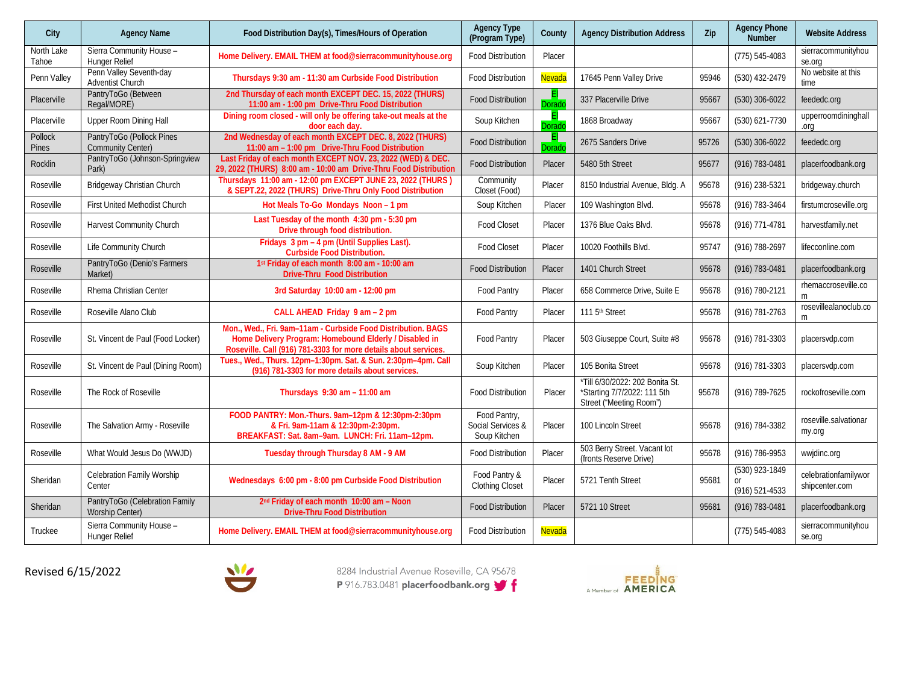| City | Agency Name | Food Distribution Day(s), Times/Hours of Operation | Agency Type (Program Type) | County | Agency Distribution Address | Zip | Agency Phone Number | Website Address |
|---|---|---|---|---|---|---|---|---|
| North Lake Tahoe | Sierra Community House – Hunger Relief | **Home Delivery. EMAIL THEM at food@sierracommunityhouse.org** | Food Distribution | Placer | | | (775) 545-4083 | sierracommunityhouse.org |
| Penn Valley | Penn Valley Seventh-day Adventist Church | **Thursdays 9:30 am - 11:30 am Curbside Food Distribution** | Food Distribution | Nevada | 17645 Penn Valley Drive | 95946 | (530) 432-2479 | No website at this time |
| Placerville | PantryToGo (Between Regal/MORE) | **2nd Thursday of each month EXCEPT DEC. 15, 2022 (THURS) 11:00 am - 1:00 pm Drive-Thru Food Distribution** | Food Distribution | El Dorado | 337 Placerville Drive | 95667 | (530) 306-6022 | feededc.org |
| Placerville | Upper Room Dining Hall | **Dining room closed - will only be offering take-out meals at the door each day.** | Soup Kitchen | El Dorado | 1868 Broadway | 95667 | (530) 621-7730 | upperroomdininghall.org |
| Pollock Pines | PantryToGo (Pollock Pines Community Center) | **2nd Wednesday of each month EXCEPT DEC. 8, 2022 (THURS) 11:00 am – 1:00 pm Drive-Thru Food Distribution** | Food Distribution | El Dorado | 2675 Sanders Drive | 95726 | (530) 306-6022 | feededc.org |
| Rocklin | PantryToGo (Johnson-Springview Park) | **Last Friday of each month EXCEPT NOV. 23, 2022 (WED) & DEC. 29, 2022 (THURS) 8:00 am - 10:00 am Drive-Thru Food Distribution** | Food Distribution | Placer | 5480 5th Street | 95677 | (916) 783-0481 | placerfoodbank.org |
| Roseville | Bridgeway Christian Church | **Thursdays 11:00 am - 12:00 pm EXCEPT JUNE 23, 2022 (THURS) & SEPT.22, 2022 (THURS) Drive-Thru Only Food Distribution** | Community Closet (Food) | Placer | 8150 Industrial Avenue, Bldg. A | 95678 | (916) 238-5321 | bridgeway.church |
| Roseville | First United Methodist Church | **Hot Meals To-Go Mondays Noon – 1 pm** | Soup Kitchen | Placer | 109 Washington Blvd. | 95678 | (916) 783-3464 | firstumcroseville.org |
| Roseville | Harvest Community Church | **Last Tuesday of the month 4:30 pm - 5:30 pm Drive through food distribution.** | Food Closet | Placer | 1376 Blue Oaks Blvd. | 95678 | (916) 771-4781 | harvestfamily.net |
| Roseville | Life Community Church | **Fridays 3 pm – 4 pm (Until Supplies Last). Curbside Food Distribution.** | Food Closet | Placer | 10020 Foothills Blvd. | 95747 | (916) 788-2697 | lifecconline.com |
| Roseville | PantryToGo (Denio's Farmers Market) | **1st Friday of each month 8:00 am - 10:00 am Drive-Thru Food Distribution** | Food Distribution | Placer | 1401 Church Street | 95678 | (916) 783-0481 | placerfoodbank.org |
| Roseville | Rhema Christian Center | **3rd Saturday 10:00 am - 12:00 pm** | Food Pantry | Placer | 658 Commerce Drive, Suite E | 95678 | (916) 780-2121 | rhemaccroseville.com |
| Roseville | Roseville Alano Club | **CALL AHEAD Friday 9 am – 2 pm** | Food Pantry | Placer | 111 5th Street | 95678 | (916) 781-2763 | rosevillealanoclub.com |
| Roseville | St. Vincent de Paul (Food Locker) | **Mon., Wed., Fri. 9am–11am - Curbside Food Distribution. BAGS Home Delivery Program: Homebound Elderly / Disabled in Roseville. Call (916) 781-3303 for more details about services.** | Food Pantry | Placer | 503 Giuseppe Court, Suite #8 | 95678 | (916) 781-3303 | placersvdp.com |
| Roseville | St. Vincent de Paul (Dining Room) | **Tues., Wed., Thurs. 12pm–1:30pm. Sat. & Sun. 2:30pm–4pm. Call (916) 781-3303 for more details about services.** | Soup Kitchen | Placer | 105 Bonita Street | 95678 | (916) 781-3303 | placersvdp.com |
| Roseville | The Rock of Roseville | **Thursdays 9:30 am – 11:00 am** | Food Distribution | Placer | \*Till 6/30/2022: 202 Bonita St. \*Starting 7/7/2022: 111 5th Street ("Meeting Room") | 95678 | (916) 789-7625 | rockofroseville.com |
| Roseville | The Salvation Army - Roseville | **FOOD PANTRY: Mon.-Thurs. 9am–12pm & 12:30pm-2:30pm & Fri. 9am-11am & 12:30pm-2:30pm. BREAKFAST: Sat. 8am–9am. LUNCH: Fri. 11am–12pm.** | Food Pantry, Social Services & Soup Kitchen | Placer | 100 Lincoln Street | 95678 | (916) 784-3382 | roseville.salvationarmy.org |
| Roseville | What Would Jesus Do (WWJD) | **Tuesday through Thursday 8 AM - 9 AM** | Food Distribution | Placer | 503 Berry Street. Vacant lot (fronts Reserve Drive) | 95678 | (916) 786-9953 | wwjdinc.org |
| Sheridan | Celebration Family Worship Center | **Wednesdays 6:00 pm - 8:00 pm Curbside Food Distribution** | Food Pantry & Clothing Closet | Placer | 5721 Tenth Street | 95681 | (530) 923-1849 or (916) 521-4533 | celebrationfamilyworshipcenter.com |
| Sheridan | PantryToGo (Celebration Family Worship Center) | **2nd Friday of each month 10:00 am – Noon Drive-Thru Food Distribution** | Food Distribution | Placer | 5721 10 Street | 95681 | (916) 783-0481 | placerfoodbank.org |
| Truckee | Sierra Community House – Hunger Relief | **Home Delivery. EMAIL THEM at food@sierracommunityhouse.org** | Food Distribution | Nevada | | | (775) 545-4083 | sierracommunityhouse.org |

Revised 6/15/2022

8284 Industrial Avenue Roseville, CA 95678
P 916.783.0481 placerfoodbank.org

A Member of FEEDING AMERICA